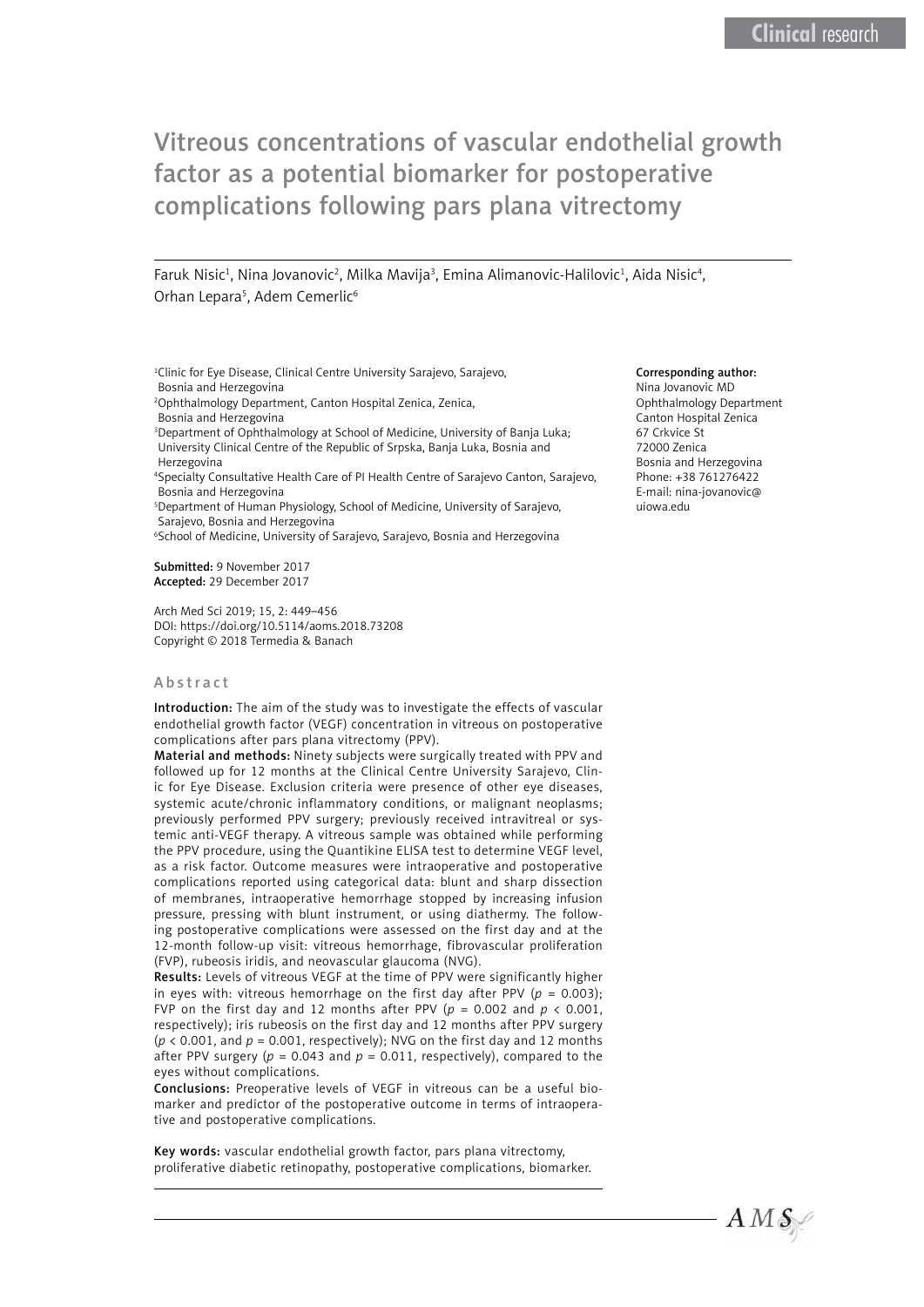Clinical research

# Vitreous concentrations of vascular endothelial growth factor as a potential biomarker for postoperative complications following pars plana vitrectomy

Faruk Nisic[1], Nina Jovanovic[2], Milka Mavija[3], Emina Alimanovic-Halilovic[1], Aida Nisic[4], Orhan Lepara[5], Adem Cemerlic[6]

[1]Clinic for Eye Disease, Clinical Centre University Sarajevo, Sarajevo, Bosnia and Herzegovina
[2]Ophthalmology Department, Canton Hospital Zenica, Zenica, Bosnia and Herzegovina
[3]Department of Ophthalmology at School of Medicine, University of Banja Luka; University Clinical Centre of the Republic of Srpska, Banja Luka, Bosnia and Herzegovina
[4]Specialty Consultative Health Care of PI Health Centre of Sarajevo Canton, Sarajevo, Bosnia and Herzegovina
[5]Department of Human Physiology, School of Medicine, University of Sarajevo, Sarajevo, Bosnia and Herzegovina
[6]School of Medicine, University of Sarajevo, Sarajevo, Bosnia and Herzegovina

**Corresponding author:**
Nina Jovanovic MD
Ophthalmology Department
Canton Hospital Zenica
67 Crkvice St
72000 Zenica
Bosnia and Herzegovina
Phone: +38 761276422
E-mail: nina-jovanovic@uiowa.edu

**Submitted:** 9 November 2017
**Accepted:** 29 December 2017

Arch Med Sci 2019; 15, 2: 449–456
DOI: https://doi.org/10.5114/aoms.2018.73208
Copyright © 2018 Termedia & Banach

## Abstract

**Introduction:** The aim of the study was to investigate the effects of vascular endothelial growth factor (VEGF) concentration in vitreous on postoperative complications after pars plana vitrectomy (PPV).

**Material and methods:** Ninety subjects were surgically treated with PPV and followed up for 12 months at the Clinical Centre University Sarajevo, Clinic for Eye Disease. Exclusion criteria were presence of other eye diseases, systemic acute/chronic inflammatory conditions, or malignant neoplasms; previously performed PPV surgery; previously received intravitreal or systemic anti-VEGF therapy. A vitreous sample was obtained while performing the PPV procedure, using the Quantikine ELISA test to determine VEGF level, as a risk factor. Outcome measures were intraoperative and postoperative complications reported using categorical data: blunt and sharp dissection of membranes, intraoperative hemorrhage stopped by increasing infusion pressure, pressing with blunt instrument, or using diathermy. The following postoperative complications were assessed on the first day and at the 12-month follow-up visit: vitreous hemorrhage, fibrovascular proliferation (FVP), rubeosis iridis, and neovascular glaucoma (NVG).

**Results:** Levels of vitreous VEGF at the time of PPV were significantly higher in eyes with: vitreous hemorrhage on the first day after PPV ($p = 0.003$); FVP on the first day and 12 months after PPV ($p = 0.002$ and $p < 0.001$, respectively); iris rubeosis on the first day and 12 months after PPV surgery ($p < 0.001$, and $p = 0.001$, respectively); NVG on the first day and 12 months after PPV surgery ($p = 0.043$ and $p = 0.011$, respectively), compared to the eyes without complications.

**Conclusions:** Preoperative levels of VEGF in vitreous can be a useful biomarker and predictor of the postoperative outcome in terms of intraoperative and postoperative complications.

**Key words:** vascular endothelial growth factor, pars plana vitrectomy, proliferative diabetic retinopathy, postoperative complications, biomarker.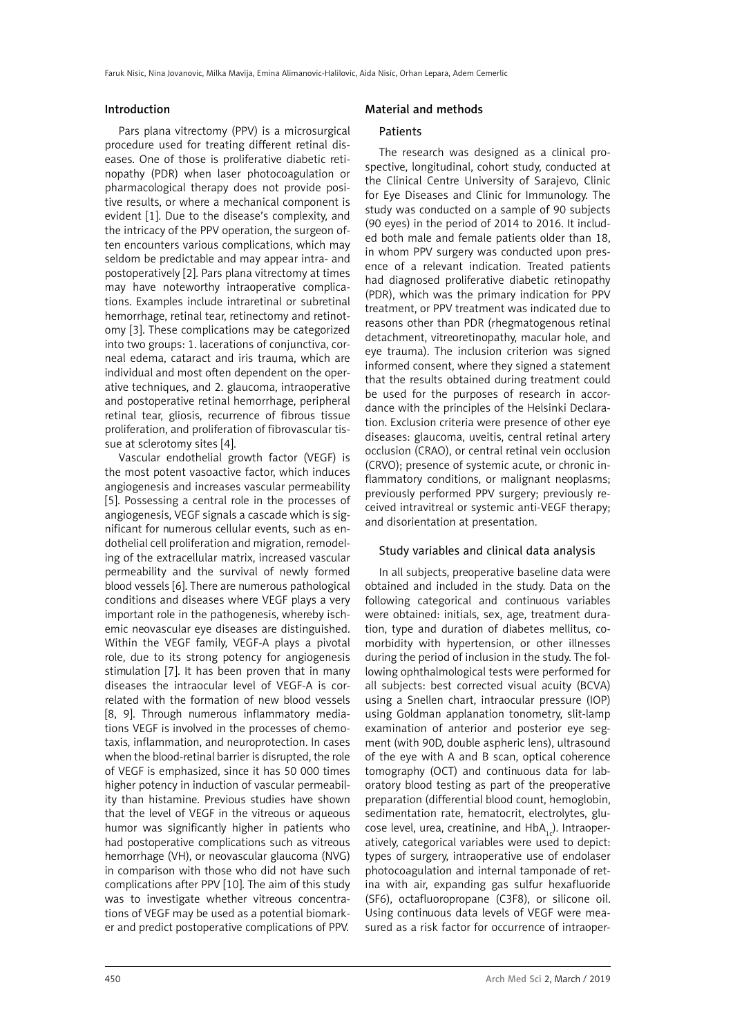## Introduction

Pars plana vitrectomy (PPV) is a microsurgical procedure used for treating different retinal diseases. One of those is proliferative diabetic retinopathy (PDR) when laser photocoagulation or pharmacological therapy does not provide positive results, or where a mechanical component is evident [1]. Due to the disease's complexity, and the intricacy of the PPV operation, the surgeon often encounters various complications, which may seldom be predictable and may appear intra- and postoperatively [2]. Pars plana vitrectomy at times may have noteworthy intraoperative complications. Examples include intraretinal or subretinal hemorrhage, retinal tear, retinectomy and retinotomy [3]. These complications may be categorized into two groups: 1. lacerations of conjunctiva, corneal edema, cataract and iris trauma, which are individual and most often dependent on the operative techniques, and 2. glaucoma, intraoperative and postoperative retinal hemorrhage, peripheral retinal tear, gliosis, recurrence of fibrous tissue proliferation, and proliferation of fibrovascular tissue at sclerotomy sites [4].

Vascular endothelial growth factor (VEGF) is the most potent vasoactive factor, which induces angiogenesis and increases vascular permeability [5]. Possessing a central role in the processes of angiogenesis, VEGF signals a cascade which is significant for numerous cellular events, such as endothelial cell proliferation and migration, remodeling of the extracellular matrix, increased vascular permeability and the survival of newly formed blood vessels [6]. There are numerous pathological conditions and diseases where VEGF plays a very important role in the pathogenesis, whereby ischemic neovascular eye diseases are distinguished. Within the VEGF family, VEGF-A plays a pivotal role, due to its strong potency for angiogenesis stimulation [7]. It has been proven that in many diseases the intraocular level of VEGF-A is correlated with the formation of new blood vessels [8, 9]. Through numerous inflammatory mediations VEGF is involved in the processes of chemotaxis, inflammation, and neuroprotection. In cases when the blood-retinal barrier is disrupted, the role of VEGF is emphasized, since it has 50 000 times higher potency in induction of vascular permeability than histamine. Previous studies have shown that the level of VEGF in the vitreous or aqueous humor was significantly higher in patients who had postoperative complications such as vitreous hemorrhage (VH), or neovascular glaucoma (NVG) in comparison with those who did not have such complications after PPV [10]. The aim of this study was to investigate whether vitreous concentrations of VEGF may be used as a potential biomarker and predict postoperative complications of PPV.

## Material and methods

### Patients

The research was designed as a clinical prospective, longitudinal, cohort study, conducted at the Clinical Centre University of Sarajevo, Clinic for Eye Diseases and Clinic for Immunology. The study was conducted on a sample of 90 subjects (90 eyes) in the period of 2014 to 2016. It included both male and female patients older than 18, in whom PPV surgery was conducted upon presence of a relevant indication. Treated patients had diagnosed proliferative diabetic retinopathy (PDR), which was the primary indication for PPV treatment, or PPV treatment was indicated due to reasons other than PDR (rhegmatogenous retinal detachment, vitreoretinopathy, macular hole, and eye trauma). The inclusion criterion was signed informed consent, where they signed a statement that the results obtained during treatment could be used for the purposes of research in accordance with the principles of the Helsinki Declaration. Exclusion criteria were presence of other eye diseases: glaucoma, uveitis, central retinal artery occlusion (CRAO), or central retinal vein occlusion (CRVO); presence of systemic acute, or chronic inflammatory conditions, or malignant neoplasms; previously performed PPV surgery; previously received intravitreal or systemic anti-VEGF therapy; and disorientation at presentation.

### Study variables and clinical data analysis

In all subjects, preoperative baseline data were obtained and included in the study. Data on the following categorical and continuous variables were obtained: initials, sex, age, treatment duration, type and duration of diabetes mellitus, comorbidity with hypertension, or other illnesses during the period of inclusion in the study. The following ophthalmological tests were performed for all subjects: best corrected visual acuity (BCVA) using a Snellen chart, intraocular pressure (IOP) using Goldman applanation tonometry, slit-lamp examination of anterior and posterior eye segment (with 90D, double aspheric lens), ultrasound of the eye with A and B scan, optical coherence tomography (OCT) and continuous data for laboratory blood testing as part of the preoperative preparation (differential blood count, hemoglobin, sedimentation rate, hematocrit, electrolytes, glucose level, urea, creatinine, and $HbA_{1c}$). Intraoperatively, categorical variables were used to depict: types of surgery, intraoperative use of endolaser photocoagulation and internal tamponade of retina with air, expanding gas sulfur hexafluoride ($SF_6$), octafluoropropane ($C_3F_8$), or silicone oil. Using continuous data levels of VEGF were measured as a risk factor for occurrence of intraoper-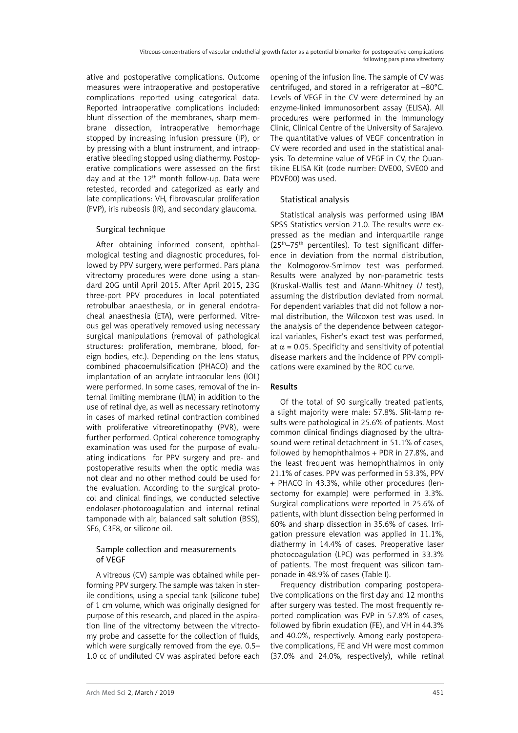ative and postoperative complications. Outcome measures were intraoperative and postoperative complications reported using categorical data. Reported intraoperative complications included: blunt dissection of the membranes, sharp membrane dissection, intraoperative hemorrhage stopped by increasing infusion pressure (IP), or by pressing with a blunt instrument, and intraoperative bleeding stopped using diathermy. Postoperative complications were assessed on the first day and at the 12th month follow-up. Data were retested, recorded and categorized as early and late complications: VH, fibrovascular proliferation (FVP), iris rubeosis (IR), and secondary glaucoma.

### Surgical technique

After obtaining informed consent, ophthalmological testing and diagnostic procedures, followed by PPV surgery, were performed. Pars plana vitrectomy procedures were done using a standard 20G until April 2015. After April 2015, 23G three-port PPV procedures in local potentiated retrobulbar anaesthesia, or in general endotracheal anaesthesia (ETA), were performed. Vitreous gel was operatively removed using necessary surgical manipulations (removal of pathological structures: proliferation, membrane, blood, foreign bodies, etc.). Depending on the lens status, combined phacoemulsification (PHACO) and the implantation of an acrylate intraocular lens (IOL) were performed. In some cases, removal of the internal limiting membrane (ILM) in addition to the use of retinal dye, as well as necessary retinotomy in cases of marked retinal contraction combined with proliferative vitreoretinopathy (PVR), were further performed. Optical coherence tomography examination was used for the purpose of evaluating indications for PPV surgery and pre- and postoperative results when the optic media was not clear and no other method could be used for the evaluation. According to the surgical protocol and clinical findings, we conducted selective endolaser-photocoagulation and internal retinal tamponade with air, balanced salt solution (BSS), SF6, C3F8, or silicone oil.

### Sample collection and measurements of VEGF

A vitreous (CV) sample was obtained while performing PPV surgery. The sample was taken in sterile conditions, using a special tank (silicone tube) of 1 cm volume, which was originally designed for purpose of this research, and placed in the aspiration line of the vitrectomy between the vitrectomy probe and cassette for the collection of fluids, which were surgically removed from the eye. 0.5–1.0 cc of undiluted CV was aspirated before each opening of the infusion line. The sample of CV was centrifuged, and stored in a refrigerator at –80°C. Levels of VEGF in the CV were determined by an enzyme-linked immunosorbent assay (ELISA). All procedures were performed in the Immunology Clinic, Clinical Centre of the University of Sarajevo. The quantitative values of VEGF concentration in CV were recorded and used in the statistical analysis. To determine value of VEGF in CV, the Quantikine ELISA Kit (code number: DVE00, SVE00 and PDVE00) was used.

### Statistical analysis

Statistical analysis was performed using IBM SPSS Statistics version 21.0. The results were expressed as the median and interquartile range (25th–75th percentiles). To test significant difference in deviation from the normal distribution, the Kolmogorov-Smirnov test was performed. Results were analyzed by non-parametric tests (Kruskal-Wallis test and Mann-Whitney *U* test), assuming the distribution deviated from normal. For dependent variables that did not follow a normal distribution, the Wilcoxon test was used. In the analysis of the dependence between categorical variables, Fisher's exact test was performed, at $\alpha = 0.05$. Specificity and sensitivity of potential disease markers and the incidence of PPV complications were examined by the ROC curve.

## Results

Of the total of 90 surgically treated patients, a slight majority were male: 57.8%. Slit-lamp results were pathological in 25.6% of patients. Most common clinical findings diagnosed by the ultrasound were retinal detachment in 51.1% of cases, followed by hemophthalmos + PDR in 27.8%, and the least frequent was hemophthalmos in only 21.1% of cases. PPV was performed in 53.3%, PPV + PHACO in 43.3%, while other procedures (lensectomy for example) were performed in 3.3%. Surgical complications were reported in 25.6% of patients, with blunt dissection being performed in 60% and sharp dissection in 35.6% of cases. Irrigation pressure elevation was applied in 11.1%, diathermy in 14.4% of cases. Preoperative laser photocoagulation (LPC) was performed in 33.3% of patients. The most frequent was silicon tamponade in 48.9% of cases (Table I).

Frequency distribution comparing postoperative complications on the first day and 12 months after surgery was tested. The most frequently reported complication was FVP in 57.8% of cases, followed by fibrin exudation (FE), and VH in 44.3% and 40.0%, respectively. Among early postoperative complications, FE and VH were most common (37.0% and 24.0%, respectively), while retinal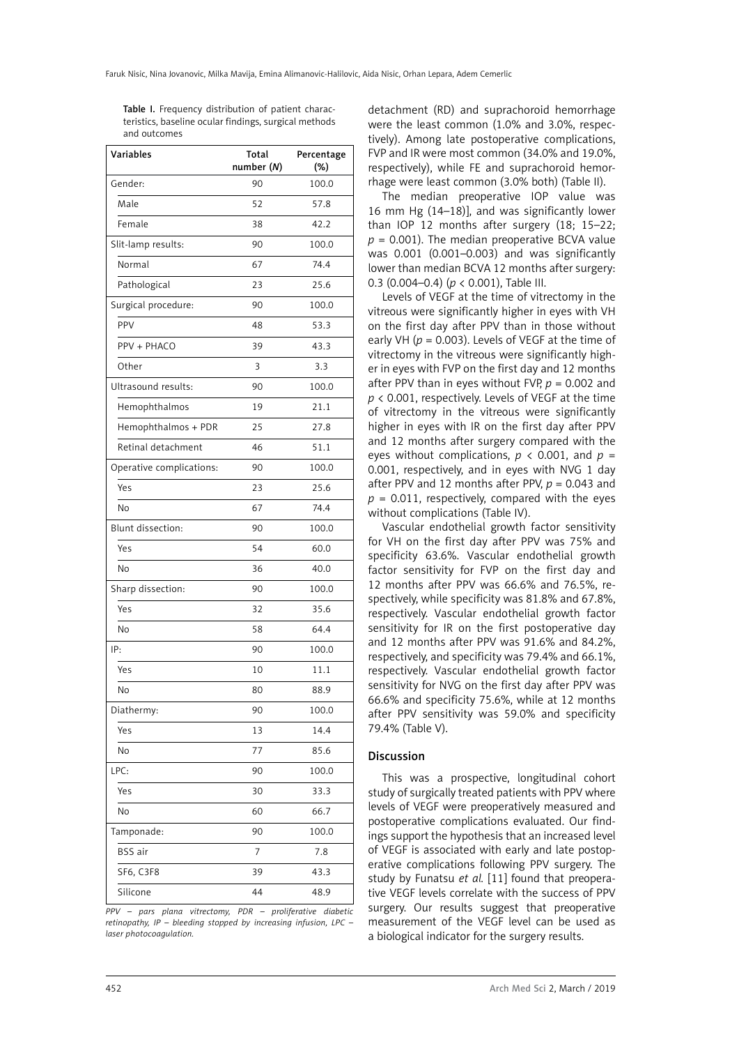**Table I.** Frequency distribution of patient characteristics, baseline ocular findings, surgical methods and outcomes

| Variables | Total number (*N*) | Percentage (%) |
|---|---|---|
| Gender: | 90 | 100.0 |
| Male | 52 | 57.8 |
| Female | 38 | 42.2 |
| Slit-lamp results: | 90 | 100.0 |
| Normal | 67 | 74.4 |
| Pathological | 23 | 25.6 |
| Surgical procedure: | 90 | 100.0 |
| PPV | 48 | 53.3 |
| PPV + PHACO | 39 | 43.3 |
| Other | 3 | 3.3 |
| Ultrasound results: | 90 | 100.0 |
| Hemophthalmos | 19 | 21.1 |
| Hemophthalmos + PDR | 25 | 27.8 |
| Retinal detachment | 46 | 51.1 |
| Operative complications: | 90 | 100.0 |
| Yes | 23 | 25.6 |
| No | 67 | 74.4 |
| Blunt dissection: | 90 | 100.0 |
| Yes | 54 | 60.0 |
| No | 36 | 40.0 |
| Sharp dissection: | 90 | 100.0 |
| Yes | 32 | 35.6 |
| No | 58 | 64.4 |
| IP: | 90 | 100.0 |
| Yes | 10 | 11.1 |
| No | 80 | 88.9 |
| Diathermy: | 90 | 100.0 |
| Yes | 13 | 14.4 |
| No | 77 | 85.6 |
| LPC: | 90 | 100.0 |
| Yes | 30 | 33.3 |
| No | 60 | 66.7 |
| Tamponade: | 90 | 100.0 |
| BSS air | 7 | 7.8 |
| SF6, C3F8 | 39 | 43.3 |
| Silicone | 44 | 48.9 |

*PPV – pars plana vitrectomy, PDR – proliferative diabetic retinopathy, IP – bleeding stopped by increasing infusion, LPC – laser photocoagulation.*

detachment (RD) and suprachoroid hemorrhage were the least common (1.0% and 3.0%, respectively). Among late postoperative complications, FVP and IR were most common (34.0% and 19.0%, respectively), while FE and suprachoroid hemorrhage were least common (3.0% both) (Table II).

The median preoperative IOP value was 16 mm Hg (14–18)], and was significantly lower than IOP 12 months after surgery (18; 15–22; $p = 0.001$). The median preoperative BCVA value was 0.001 (0.001–0.003) and was significantly lower than median BCVA 12 months after surgery: 0.3 (0.004–0.4) ($p < 0.001$), Table III.

Levels of VEGF at the time of vitrectomy in the vitreous were significantly higher in eyes with VH on the first day after PPV than in those without early VH ($p = 0.003$). Levels of VEGF at the time of vitrectomy in the vitreous were significantly higher in eyes with FVP on the first day and 12 months after PPV than in eyes without FVP, $p = 0.002$ and $p < 0.001$, respectively. Levels of VEGF at the time of vitrectomy in the vitreous were significantly higher in eyes with IR on the first day after PPV and 12 months after surgery compared with the eyes without complications, $p < 0.001$, and $p = 0.001$, respectively, and in eyes with NVG 1 day after PPV and 12 months after PPV, $p = 0.043$ and $p = 0.011$, respectively, compared with the eyes without complications (Table IV).

Vascular endothelial growth factor sensitivity for VH on the first day after PPV was 75% and specificity 63.6%. Vascular endothelial growth factor sensitivity for FVP on the first day and 12 months after PPV was 66.6% and 76.5%, respectively, while specificity was 81.8% and 67.8%, respectively. Vascular endothelial growth factor sensitivity for IR on the first postoperative day and 12 months after PPV was 91.6% and 84.2%, respectively, and specificity was 79.4% and 66.1%, respectively. Vascular endothelial growth factor sensitivity for NVG on the first day after PPV was 66.6% and specificity 75.6%, while at 12 months after PPV sensitivity was 59.0% and specificity 79.4% (Table V).

## Discussion

This was a prospective, longitudinal cohort study of surgically treated patients with PPV where levels of VEGF were preoperatively measured and postoperative complications evaluated. Our findings support the hypothesis that an increased level of VEGF is associated with early and late postoperative complications following PPV surgery. The study by Funatsu *et al.* [11] found that preoperative VEGF levels correlate with the success of PPV surgery. Our results suggest that preoperative measurement of the VEGF level can be used as a biological indicator for the surgery results.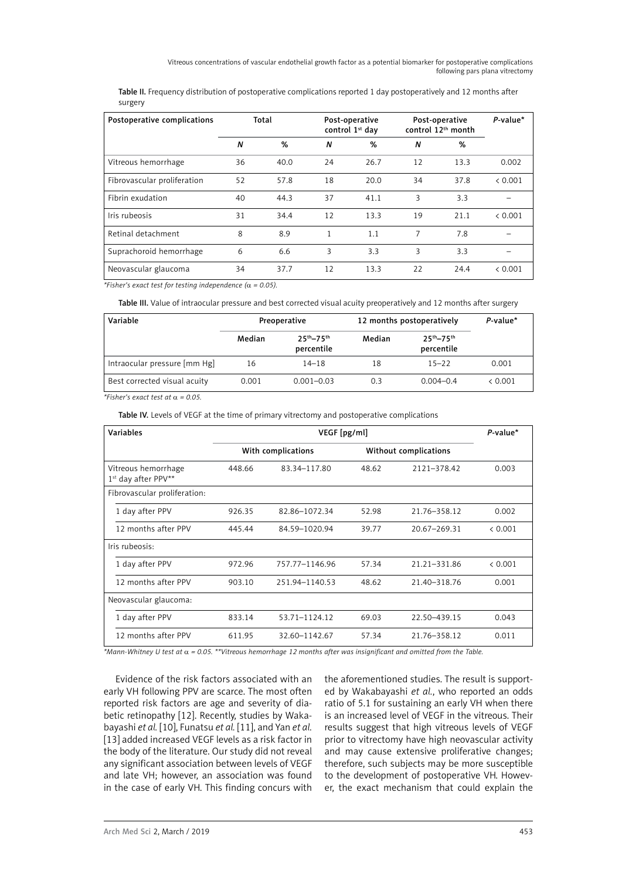**Table II.** Frequency distribution of postoperative complications reported 1 day postoperatively and 12 months after surgery

| Postoperative complications | Total | | Post-operative control 1st day | | Post-operative control 12th month | | P-value* |
|---|---|---|---|---|---|---|---|
| | *N* | % | *N* | % | *N* | % | |
| Vitreous hemorrhage | 36 | 40.0 | 24 | 26.7 | 12 | 13.3 | 0.002 |
| Fibrovascular proliferation | 52 | 57.8 | 18 | 20.0 | 34 | 37.8 | < 0.001 |
| Fibrin exudation | 40 | 44.3 | 37 | 41.1 | 3 | 3.3 | – |
| Iris rubeosis | 31 | 34.4 | 12 | 13.3 | 19 | 21.1 | < 0.001 |
| Retinal detachment | 8 | 8.9 | 1 | 1.1 | 7 | 7.8 | – |
| Suprachoroid hemorrhage | 6 | 6.6 | 3 | 3.3 | 3 | 3.3 | – |
| Neovascular glaucoma | 34 | 37.7 | 12 | 13.3 | 22 | 24.4 | < 0.001 |

*\*Fisher's exact test for testing independence ($\alpha = 0.05$).*

**Table III.** Value of intraocular pressure and best corrected visual acuity preoperatively and 12 months after surgery

| Variable | Preoperative | | 12 months postoperatively | | P-value* |
|---|---|---|---|---|---|
| | Median | 25th–75th percentile | Median | 25th–75th percentile | |
| Intraocular pressure [mm Hg] | 16 | 14–18 | 18 | 15–22 | 0.001 |
| Best corrected visual acuity | 0.001 | 0.001–0.03 | 0.3 | 0.004–0.4 | < 0.001 |

*\*Fisher's exact test at $\alpha = 0.05$.*

**Table IV.** Levels of VEGF at the time of primary vitrectomy and postoperative complications

| Variables | VEGF [pg/ml] | | | | P-value* |
|---|---|---|---|---|---|
| | With complications | | Without complications | | |
| Vitreous hemorrhage 1st day after PPV** | 448.66 | 83.34–117.80 | 48.62 | 2121–378.42 | 0.003 |
| Fibrovascular proliferation: | | | | | |
| 1 day after PPV | 926.35 | 82.86–1072.34 | 52.98 | 21.76–358.12 | 0.002 |
| 12 months after PPV | 445.44 | 84.59–1020.94 | 39.77 | 20.67–269.31 | < 0.001 |
| Iris rubeosis: | | | | | |
| 1 day after PPV | 972.96 | 757.77–1146.96 | 57.34 | 21.21–331.86 | < 0.001 |
| 12 months after PPV | 903.10 | 251.94–1140.53 | 48.62 | 21.40–318.76 | 0.001 |
| Neovascular glaucoma: | | | | | |
| 1 day after PPV | 833.14 | 53.71–1124.12 | 69.03 | 22.50–439.15 | 0.043 |
| 12 months after PPV | 611.95 | 32.60–1142.67 | 57.34 | 21.76–358.12 | 0.011 |

*\*Mann-Whitney U test at $\alpha = 0.05$. \*\*Vitreous hemorrhage 12 months after was insignificant and omitted from the Table.*

Evidence of the risk factors associated with an early VH following PPV are scarce. The most often reported risk factors are age and severity of diabetic retinopathy [12]. Recently, studies by Wakabayashi *et al.* [10], Funatsu *et al.* [11], and Yan *et al.* [13] added increased VEGF levels as a risk factor in the body of the literature. Our study did not reveal any significant association between levels of VEGF and late VH; however, an association was found in the case of early VH. This finding concurs with the aforementioned studies. The result is supported by Wakabayashi *et al.*, who reported an odds ratio of 5.1 for sustaining an early VH when there is an increased level of VEGF in the vitreous. Their results suggest that high vitreous levels of VEGF prior to vitrectomy have high neovascular activity and may cause extensive proliferative changes; therefore, such subjects may be more susceptible to the development of postoperative VH. However, the exact mechanism that could explain the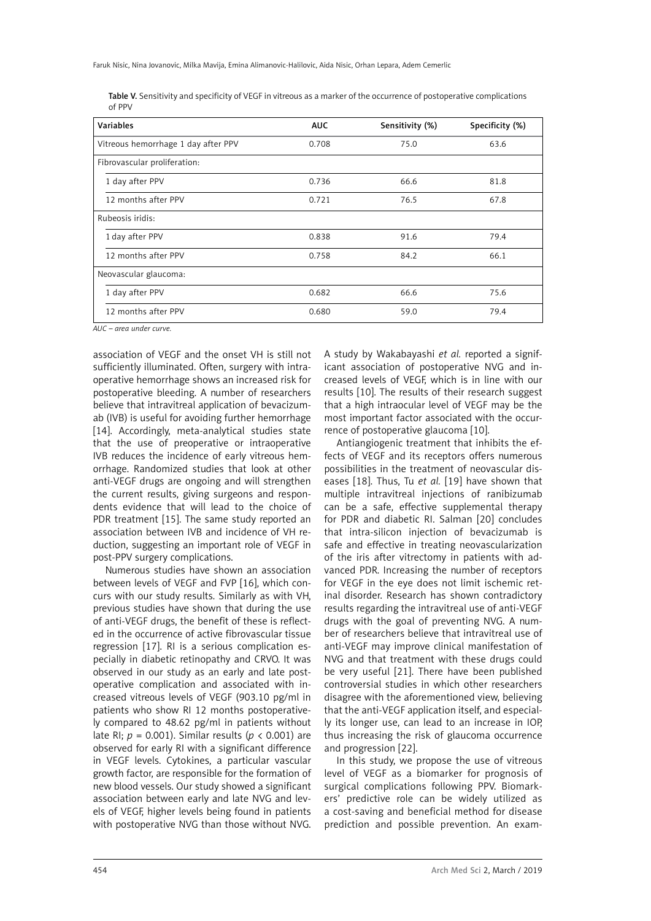**Table V.** Sensitivity and specificity of VEGF in vitreous as a marker of the occurrence of postoperative complications of PPV

| Variables | AUC | Sensitivity (%) | Specificity (%) |
|---|---|---|---|
| Vitreous hemorrhage 1 day after PPV | 0.708 | 75.0 | 63.6 |
| Fibrovascular proliferation: | | | |
| 1 day after PPV | 0.736 | 66.6 | 81.8 |
| 12 months after PPV | 0.721 | 76.5 | 67.8 |
| Rubeosis iridis: | | | |
| 1 day after PPV | 0.838 | 91.6 | 79.4 |
| 12 months after PPV | 0.758 | 84.2 | 66.1 |
| Neovascular glaucoma: | | | |
| 1 day after PPV | 0.682 | 66.6 | 75.6 |
| 12 months after PPV | 0.680 | 59.0 | 79.4 |

*AUC – area under curve.*

association of VEGF and the onset VH is still not sufficiently illuminated. Often, surgery with intraoperative hemorrhage shows an increased risk for postoperative bleeding. A number of researchers believe that intravitreal application of bevacizumab (IVB) is useful for avoiding further hemorrhage [14]. Accordingly, meta-analytical studies state that the use of preoperative or intraoperative IVB reduces the incidence of early vitreous hemorrhage. Randomized studies that look at other anti-VEGF drugs are ongoing and will strengthen the current results, giving surgeons and respondents evidence that will lead to the choice of PDR treatment [15]. The same study reported an association between IVB and incidence of VH reduction, suggesting an important role of VEGF in post-PPV surgery complications.

Numerous studies have shown an association between levels of VEGF and FVP [16], which concurs with our study results. Similarly as with VH, previous studies have shown that during the use of anti-VEGF drugs, the benefit of these is reflected in the occurrence of active fibrovascular tissue regression [17]. RI is a serious complication especially in diabetic retinopathy and CRVO. It was observed in our study as an early and late postoperative complication and associated with increased vitreous levels of VEGF (903.10 pg/ml in patients who show RI 12 months postoperatively compared to 48.62 pg/ml in patients without late RI; $p$ = 0.001). Similar results ($p$ < 0.001) are observed for early RI with a significant difference in VEGF levels. Cytokines, a particular vascular growth factor, are responsible for the formation of new blood vessels. Our study showed a significant association between early and late NVG and levels of VEGF, higher levels being found in patients with postoperative NVG than those without NVG. A study by Wakabayashi *et al.* reported a significant association of postoperative NVG and increased levels of VEGF, which is in line with our results [10]. The results of their research suggest that a high intraocular level of VEGF may be the most important factor associated with the occurrence of postoperative glaucoma [10].

Antiangiogenic treatment that inhibits the effects of VEGF and its receptors offers numerous possibilities in the treatment of neovascular diseases [18]. Thus, Tu *et al.* [19] have shown that multiple intravitreal injections of ranibizumab can be a safe, effective supplemental therapy for PDR and diabetic RI. Salman [20] concludes that intra-silicon injection of bevacizumab is safe and effective in treating neovascularization of the iris after vitrectomy in patients with advanced PDR. Increasing the number of receptors for VEGF in the eye does not limit ischemic retinal disorder. Research has shown contradictory results regarding the intravitreal use of anti-VEGF drugs with the goal of preventing NVG. A number of researchers believe that intravitreal use of anti-VEGF may improve clinical manifestation of NVG and that treatment with these drugs could be very useful [21]. There have been published controversial studies in which other researchers disagree with the aforementioned view, believing that the anti-VEGF application itself, and especially its longer use, can lead to an increase in IOP, thus increasing the risk of glaucoma occurrence and progression [22].

In this study, we propose the use of vitreous level of VEGF as a biomarker for prognosis of surgical complications following PPV. Biomarkers' predictive role can be widely utilized as a cost-saving and beneficial method for disease prediction and possible prevention. An exam-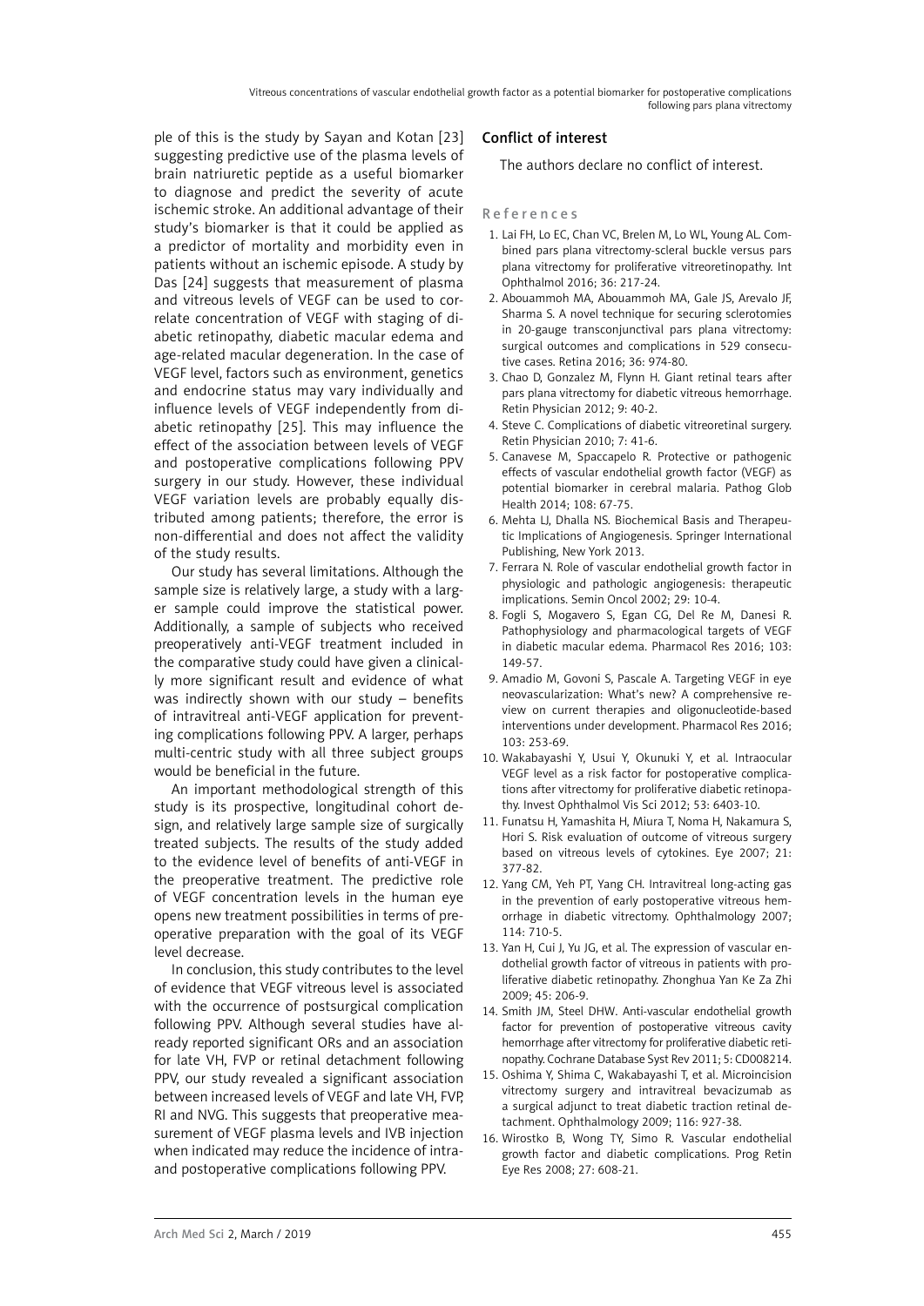ple of this is the study by Sayan and Kotan [23] suggesting predictive use of the plasma levels of brain natriuretic peptide as a useful biomarker to diagnose and predict the severity of acute ischemic stroke. An additional advantage of their study's biomarker is that it could be applied as a predictor of mortality and morbidity even in patients without an ischemic episode. A study by Das [24] suggests that measurement of plasma and vitreous levels of VEGF can be used to correlate concentration of VEGF with staging of diabetic retinopathy, diabetic macular edema and age-related macular degeneration. In the case of VEGF level, factors such as environment, genetics and endocrine status may vary individually and influence levels of VEGF independently from diabetic retinopathy [25]. This may influence the effect of the association between levels of VEGF and postoperative complications following PPV surgery in our study. However, these individual VEGF variation levels are probably equally distributed among patients; therefore, the error is non-differential and does not affect the validity of the study results.

Our study has several limitations. Although the sample size is relatively large, a study with a larger sample could improve the statistical power. Additionally, a sample of subjects who received preoperatively anti-VEGF treatment included in the comparative study could have given a clinically more significant result and evidence of what was indirectly shown with our study – benefits of intravitreal anti-VEGF application for preventing complications following PPV. A larger, perhaps multi-centric study with all three subject groups would be beneficial in the future.

An important methodological strength of this study is its prospective, longitudinal cohort design, and relatively large sample size of surgically treated subjects. The results of the study added to the evidence level of benefits of anti-VEGF in the preoperative treatment. The predictive role of VEGF concentration levels in the human eye opens new treatment possibilities in terms of preoperative preparation with the goal of its VEGF level decrease.

In conclusion, this study contributes to the level of evidence that VEGF vitreous level is associated with the occurrence of postsurgical complication following PPV. Although several studies have already reported significant ORs and an association for late VH, FVP or retinal detachment following PPV, our study revealed a significant association between increased levels of VEGF and late VH, FVP, RI and NVG. This suggests that preoperative measurement of VEGF plasma levels and IVB injection when indicated may reduce the incidence of intra- and postoperative complications following PPV.

## Conflict of interest

The authors declare no conflict of interest.

## References

1. Lai FH, Lo EC, Chan VC, Brelen M, Lo WL, Young AL. Combined pars plana vitrectomy-scleral buckle versus pars plana vitrectomy for proliferative vitreoretinopathy. Int Ophthalmol 2016; 36: 217-24.
2. Abouammoh MA, Abouammoh MA, Gale JS, Arevalo JF, Sharma S. A novel technique for securing sclerotomies in 20-gauge transconjunctival pars plana vitrectomy: surgical outcomes and complications in 529 consecutive cases. Retina 2016; 36: 974-80.
3. Chao D, Gonzalez M, Flynn H. Giant retinal tears after pars plana vitrectomy for diabetic vitreous hemorrhage. Retin Physician 2012; 9: 40-2.
4. Steve C. Complications of diabetic vitreoretinal surgery. Retin Physician 2010; 7: 41-6.
5. Canavese M, Spaccapelo R. Protective or pathogenic effects of vascular endothelial growth factor (VEGF) as potential biomarker in cerebral malaria. Pathog Glob Health 2014; 108: 67-75.
6. Mehta LJ, Dhalla NS. Biochemical Basis and Therapeutic Implications of Angiogenesis. Springer International Publishing, New York 2013.
7. Ferrara N. Role of vascular endothelial growth factor in physiologic and pathologic angiogenesis: therapeutic implications. Semin Oncol 2002; 29: 10-4.
8. Fogli S, Mogavero S, Egan CG, Del Re M, Danesi R. Pathophysiology and pharmacological targets of VEGF in diabetic macular edema. Pharmacol Res 2016; 103: 149-57.
9. Amadio M, Govoni S, Pascale A. Targeting VEGF in eye neovascularization: What's new? A comprehensive review on current therapies and oligonucleotide-based interventions under development. Pharmacol Res 2016; 103: 253-69.
10. Wakabayashi Y, Usui Y, Okunuki Y, et al. Intraocular VEGF level as a risk factor for postoperative complications after vitrectomy for proliferative diabetic retinopathy. Invest Ophthalmol Vis Sci 2012; 53: 6403-10.
11. Funatsu H, Yamashita H, Miura T, Noma H, Nakamura S, Hori S. Risk evaluation of outcome of vitreous surgery based on vitreous levels of cytokines. Eye 2007; 21: 377-82.
12. Yang CM, Yeh PT, Yang CH. Intravitreal long-acting gas in the prevention of early postoperative vitreous hemorrhage in diabetic vitrectomy. Ophthalmology 2007; 114: 710-5.
13. Yan H, Cui J, Yu JG, et al. The expression of vascular endothelial growth factor of vitreous in patients with proliferative diabetic retinopathy. Zhonghua Yan Ke Za Zhi 2009; 45: 206-9.
14. Smith JM, Steel DHW. Anti-vascular endothelial growth factor for prevention of postoperative vitreous cavity hemorrhage after vitrectomy for proliferative diabetic retinopathy. Cochrane Database Syst Rev 2011; 5: CD008214.
15. Oshima Y, Shima C, Wakabayashi T, et al. Microincision vitrectomy surgery and intravitreal bevacizumab as a surgical adjunct to treat diabetic traction retinal detachment. Ophthalmology 2009; 116: 927-38.
16. Wirostko B, Wong TY, Simo R. Vascular endothelial growth factor and diabetic complications. Prog Retin Eye Res 2008; 27: 608-21.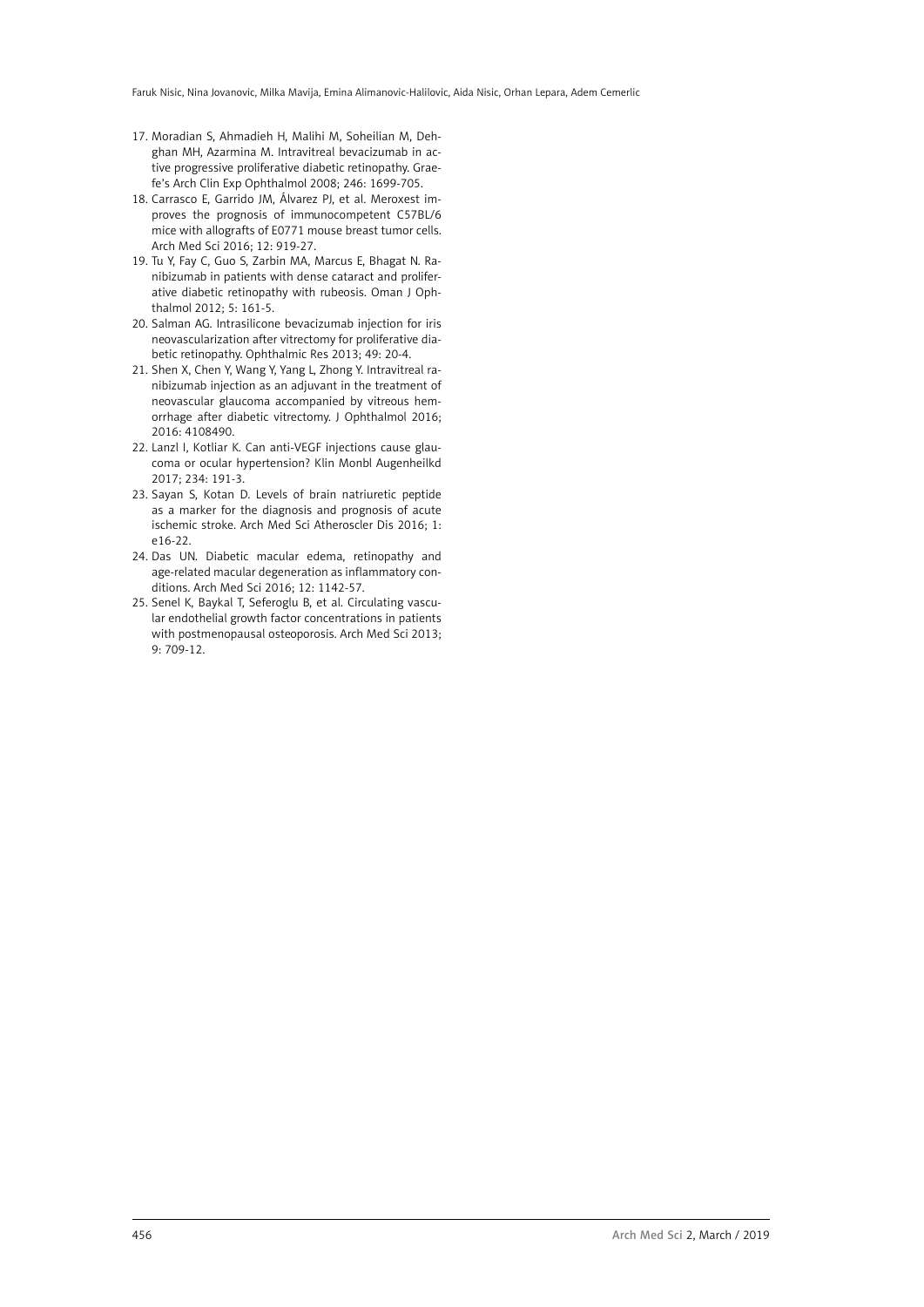17. Moradian S, Ahmadieh H, Malihi M, Soheilian M, Dehghan MH, Azarmina M. Intravitreal bevacizumab in active progressive proliferative diabetic retinopathy. Graefe's Arch Clin Exp Ophthalmol 2008; 246: 1699-705.
18. Carrasco E, Garrido JM, Álvarez PJ, et al. Meroxest improves the prognosis of immunocompetent C57BL/6 mice with allografts of E0771 mouse breast tumor cells. Arch Med Sci 2016; 12: 919-27.
19. Tu Y, Fay C, Guo S, Zarbin MA, Marcus E, Bhagat N. Ranibizumab in patients with dense cataract and proliferative diabetic retinopathy with rubeosis. Oman J Ophthalmol 2012; 5: 161-5.
20. Salman AG. Intrasilicone bevacizumab injection for iris neovascularization after vitrectomy for proliferative diabetic retinopathy. Ophthalmic Res 2013; 49: 20-4.
21. Shen X, Chen Y, Wang Y, Yang L, Zhong Y. Intravitreal ranibizumab injection as an adjuvant in the treatment of neovascular glaucoma accompanied by vitreous hemorrhage after diabetic vitrectomy. J Ophthalmol 2016; 2016: 4108490.
22. Lanzl I, Kotliar K. Can anti-VEGF injections cause glaucoma or ocular hypertension? Klin Monbl Augenheilkd 2017; 234: 191-3.
23. Sayan S, Kotan D. Levels of brain natriuretic peptide as a marker for the diagnosis and prognosis of acute ischemic stroke. Arch Med Sci Atheroscler Dis 2016; 1: e16-22.
24. Das UN. Diabetic macular edema, retinopathy and age-related macular degeneration as inflammatory conditions. Arch Med Sci 2016; 12: 1142-57.
25. Senel K, Baykal T, Seferoglu B, et al. Circulating vascular endothelial growth factor concentrations in patients with postmenopausal osteoporosis. Arch Med Sci 2013; 9: 709-12.